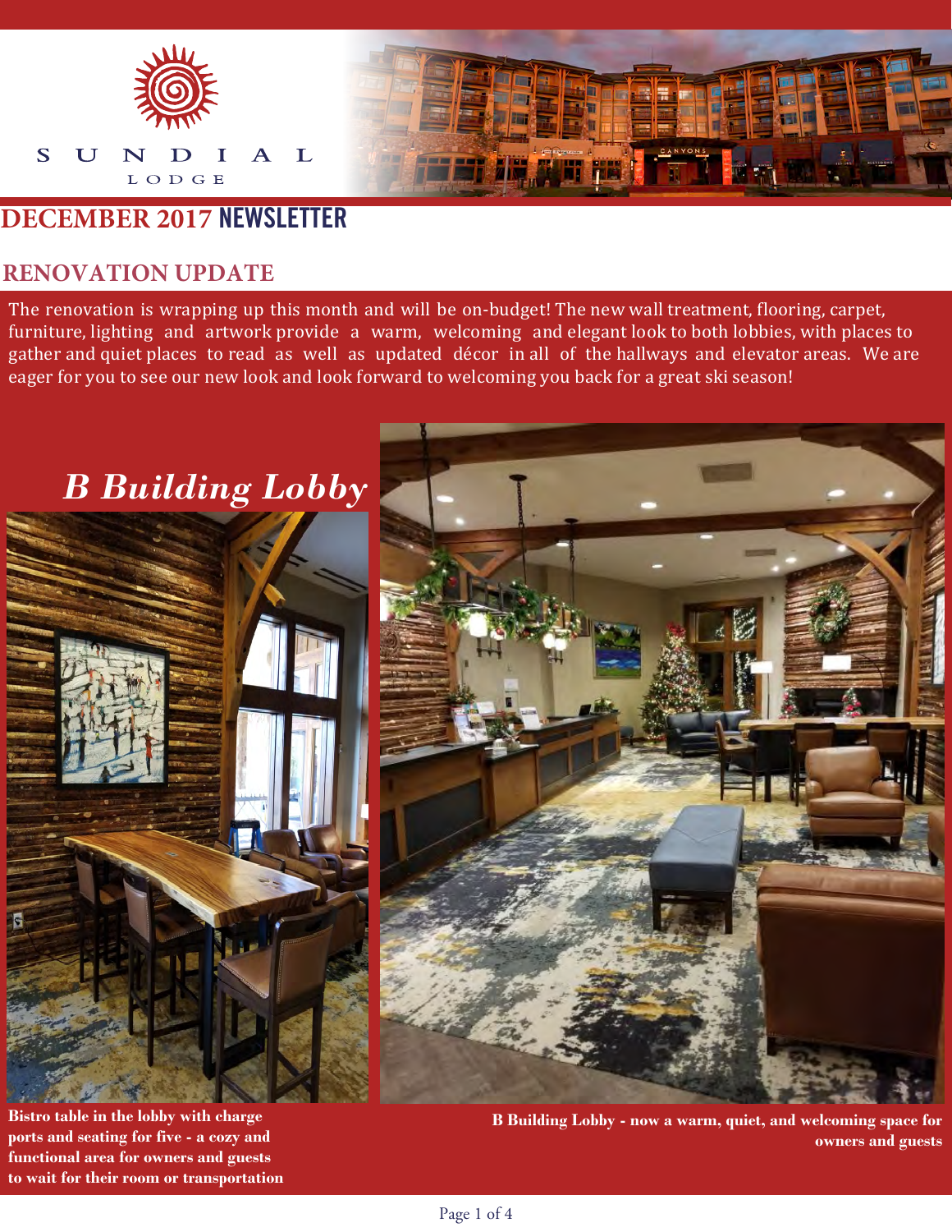SUNDIAL LODGE

# DECEMBER 2017 NEWSLETTER

## RENOVATION UPDATE

The renovation is wrapping up this month and will be on-budget! The new wall treatment, flooring, carpet, furniture, lighting and artwork provide a warm, welcoming and elegant look to both lobbies, with places to gather and quiet places to read as well as updated décor in all of the hallways and elevator areas. We are eager for you to see our new look and look forward to welcoming you back for a great ski season!

### *B Building Lobby*

**Bistro table in the lobby with charge ports and seating for five - a cozy and functional area for owners and guests to wait for their room or transportation**

**B Building Lobby - now a warm, quiet, and welcoming space for owners and guests**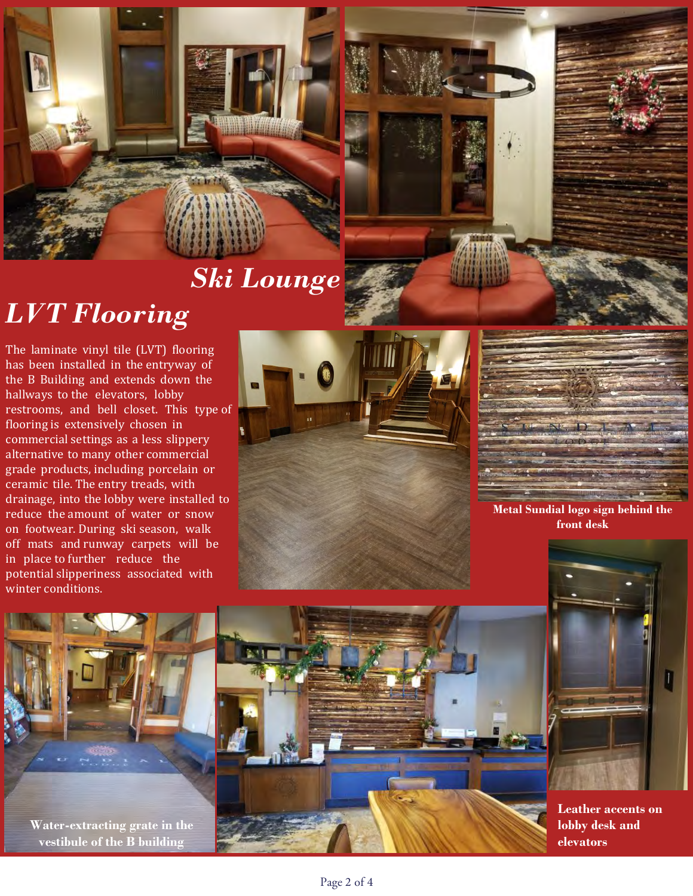## *Ski Lounge*

## *LVT Flooring*

The laminate vinyl tile (LVT) flooring has been installed in the entryway of the B Building and extends down the hallways to the elevators, lobby restrooms, and bell closet. This type of flooring is extensively chosen in commercial settings as a less slippery alternative to many other commercial grade products, including porcelain or ceramic tile. The entry treads, with drainage, into the lobby were installed to reduce the amount of water or snow on footwear. During ski season, walk off mats and runway carpets will be in place to further reduce the potential slipperiness associated with winter conditions.

**Metal Sundial logo sign behind the front desk**

**Water-extracting grate in the vestibule of the B building**

**Leather accents on lobby desk and elevators**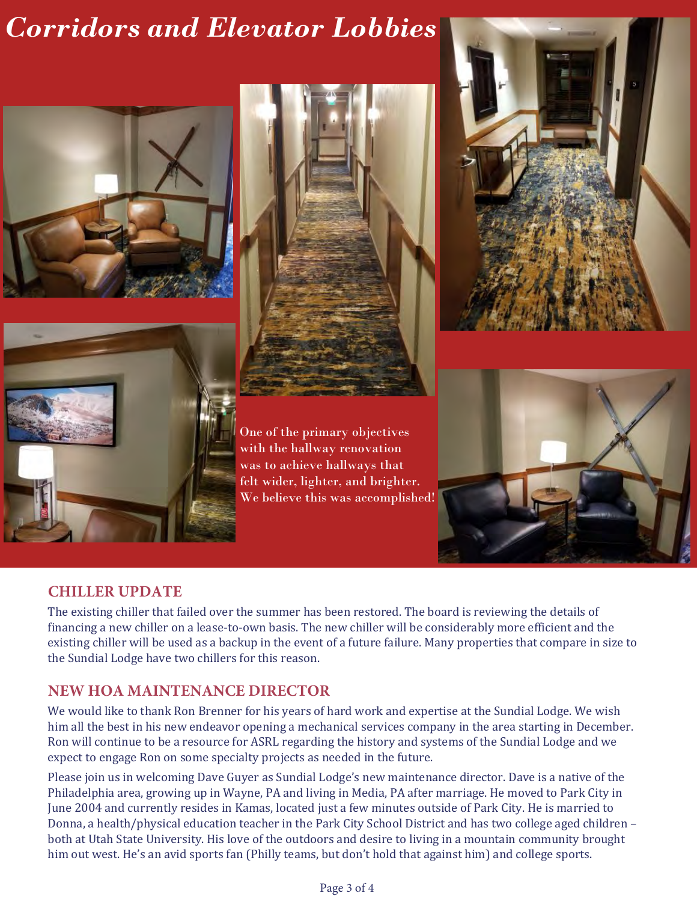# *Corridors and Elevator Lobbies*

One of the primary objectives with the hallway renovation was to achieve hallways that felt wider, lighter, and brighter. We believe this was accomplished!

## CHILLER UPDATE

The existing chiller that failed over the summer has been restored. The board is reviewing the details of financing a new chiller on a lease-to-own basis. The new chiller will be considerably more efficient and the existing chiller will be used as a backup in the event of a future failure. Many properties that compare in size to the Sundial Lodge have two chillers for this reason.

## NEW HOA MAINTENANCE DIRECTOR

We would like to thank Ron Brenner for his years of hard work and expertise at the Sundial Lodge. We wish him all the best in his new endeavor opening a mechanical services company in the area starting in December. Ron will continue to be a resource for ASRL regarding the history and systems of the Sundial Lodge and we expect to engage Ron on some specialty projects as needed in the future.

Please join us in welcoming Dave Guyer as Sundial Lodge's new maintenance director. Dave is a native of the Philadelphia area, growing up in Wayne, PA and living in Media, PA after marriage. He moved to Park City in June 2004 and currently resides in Kamas, located just a few minutes outside of Park City. He is married to Donna, a health/physical education teacher in the Park City School District and has two college aged children – both at Utah State University. His love of the outdoors and desire to living in a mountain community brought him out west. He's an avid sports fan (Philly teams, but don't hold that against him) and college sports.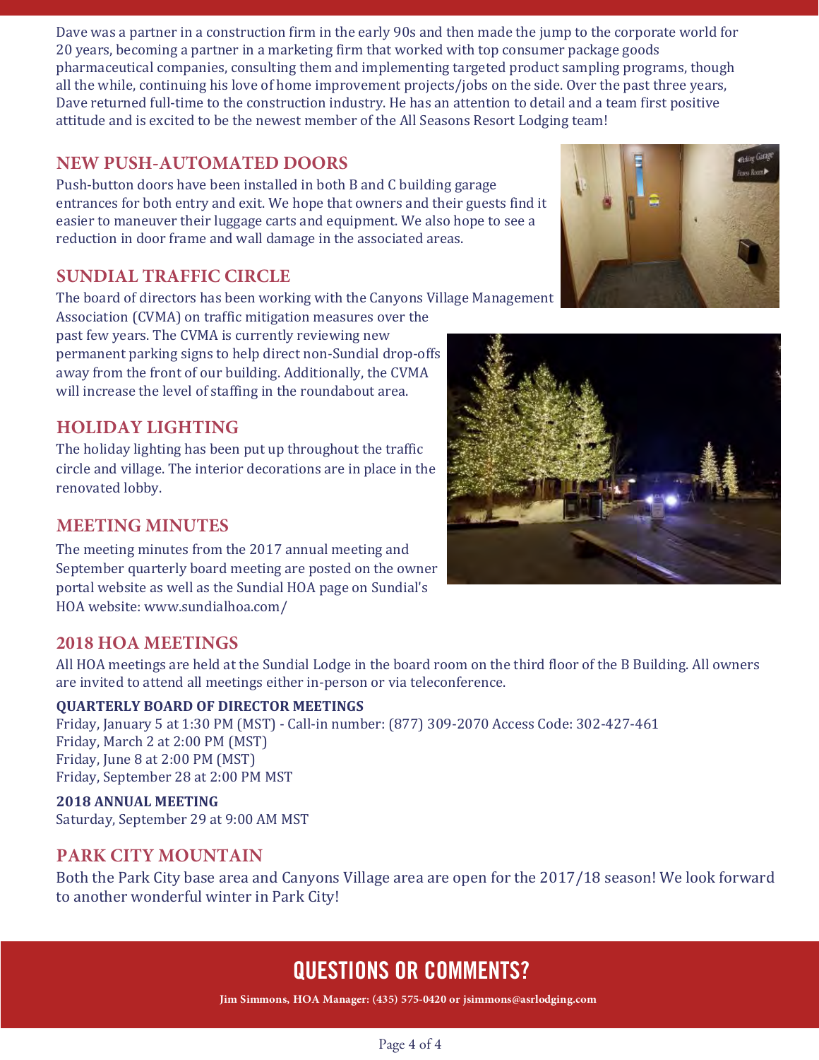Dave was a partner in a construction firm in the early 90s and then made the jump to the corporate world for 20 years, becoming a partner in a marketing firm that worked with top consumer package goods pharmaceutical companies, consulting them and implementing targeted product sampling programs, though all the while, continuing his love of home improvement projects/jobs on the side. Over the past three years, Dave returned full-time to the construction industry. He has an attention to detail and a team first positive attitude and is excited to be the newest member of the All Seasons Resort Lodging team!

## NEW PUSH-AUTOMATED DOORS

Push-button doors have been installed in both B and C building garage entrances for both entry and exit. We hope that owners and their guests find it easier to maneuver their luggage carts and equipment. We also hope to see a reduction in door frame and wall damage in the associated areas.

## SUNDIAL TRAFFIC CIRCLE

The board of directors has been working with the Canyons Village Management Association (CVMA) on traffic mitigation measures over the past few years. The CVMA is currently reviewing new permanent parking signs to help direct non-Sundial drop-offs away from the front of our building. Additionally, the CVMA will increase the level of staffing in the roundabout area.

## HOLIDAY LIGHTING

The holiday lighting has been put up throughout the traffic circle and village. The interior decorations are in place in the renovated lobby.

## MEETING MINUTES

The meeting minutes from the 2017 annual meeting and September quarterly board meeting are posted on the owner portal website as well as the Sundial HOA page on Sundial's HOA website: www.sundialhoa.com/

## 2018 HOA MEETINGS

All HOA meetings are held at the Sundial Lodge in the board room on the third floor of the B Building. All owners are invited to attend all meetings either in-person or via teleconference.

**QUARTERLY BOARD OF DIRECTOR MEETINGS**

Friday, January 5 at 1:30 PM (MST) - Call-in number: (877) 309-2070 Access Code: 302-427-461
Friday, March 2 at 2:00 PM (MST)
Friday, June 8 at 2:00 PM (MST)
Friday, September 28 at 2:00 PM MST

**2018 ANNUAL MEETING**

Saturday, September 29 at 9:00 AM MST

## PARK CITY MOUNTAIN

Both the Park City base area and Canyons Village area are open for the 2017/18 season! We look forward to another wonderful winter in Park City!

## QUESTIONS OR COMMENTS?

**Jim Simmons, HOA Manager: (435) 575-0420 or jsimmons@asrlodging.com**